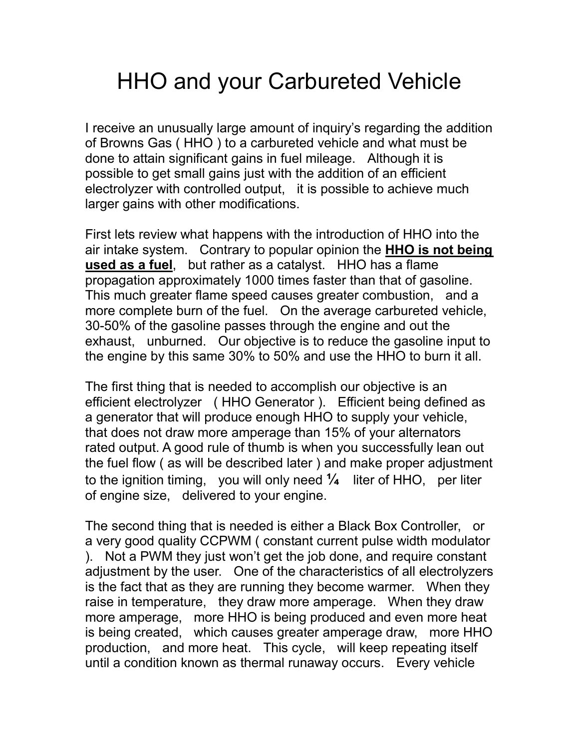# HHO and your Carbureted Vehicle

I receive an unusually large amount of inquiry's regarding the addition of Browns Gas ( HHO ) to a carbureted vehicle and what must be done to attain significant gains in fuel mileage. Although it is possible to get small gains just with the addition of an efficient electrolyzer with controlled output, it is possible to achieve much larger gains with other modifications.

First lets review what happens with the introduction of HHO into the air intake system. Contrary to popular opinion the **HHO is not being used as a fuel**, but rather as a catalyst. HHO has a flame propagation approximately 1000 times faster than that of gasoline. This much greater flame speed causes greater combustion, and a more complete burn of the fuel. On the average carbureted vehicle, 30-50% of the gasoline passes through the engine and out the exhaust, unburned. Our objective is to reduce the gasoline input to the engine by this same 30% to 50% and use the HHO to burn it all.

The first thing that is needed to accomplish our objective is an efficient electrolyzer ( HHO Generator ). Efficient being defined as a generator that will produce enough HHO to supply your vehicle, that does not draw more amperage than 15% of your alternators rated output. A good rule of thumb is when you successfully lean out the fuel flow ( as will be described later ) and make proper adjustment to the ignition timing, you will only need ¼ liter of HHO, per liter of engine size, delivered to your engine.

The second thing that is needed is either a Black Box Controller, or a very good quality CCPWM ( constant current pulse width modulator ). Not a PWM they just won't get the job done, and require constant adjustment by the user. One of the characteristics of all electrolyzers is the fact that as they are running they become warmer. When they raise in temperature, they draw more amperage. When they draw more amperage, more HHO is being produced and even more heat is being created, which causes greater amperage draw, more HHO production, and more heat. This cycle, will keep repeating itself until a condition known as thermal runaway occurs. Every vehicle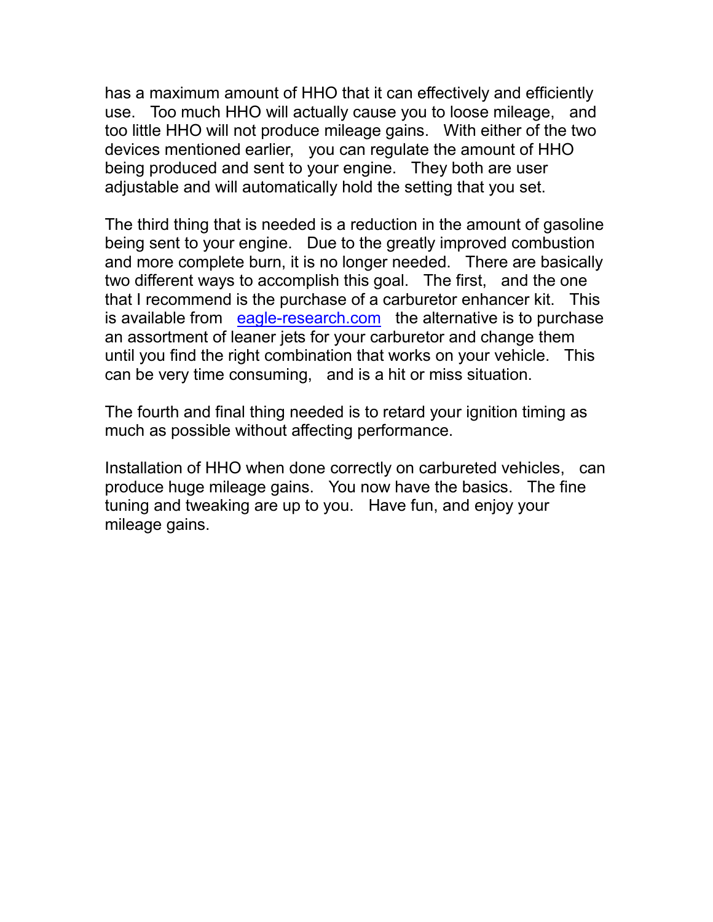has a maximum amount of HHO that it can effectively and efficiently use. Too much HHO will actually cause you to loose mileage, and too little HHO will not produce mileage gains. With either of the two devices mentioned earlier, you can regulate the amount of HHO being produced and sent to your engine. They both are user adjustable and will automatically hold the setting that you set.

The third thing that is needed is a reduction in the amount of gasoline being sent to your engine. Due to the greatly improved combustion and more complete burn, it is no longer needed. There are basically two different ways to accomplish this goal. The first, and the one that I recommend is the purchase of a carburetor enhancer kit. This is available from [eagle-research.com](http://eagle-research.com) the alternative is to purchase an assortment of leaner jets for your carburetor and change them until you find the right combination that works on your vehicle. This can be very time consuming, and is a hit or miss situation.

The fourth and final thing needed is to retard your ignition timing as much as possible without affecting performance.

Installation of HHO when done correctly on carbureted vehicles, can produce huge mileage gains. You now have the basics. The fine tuning and tweaking are up to you. Have fun, and enjoy your mileage gains.